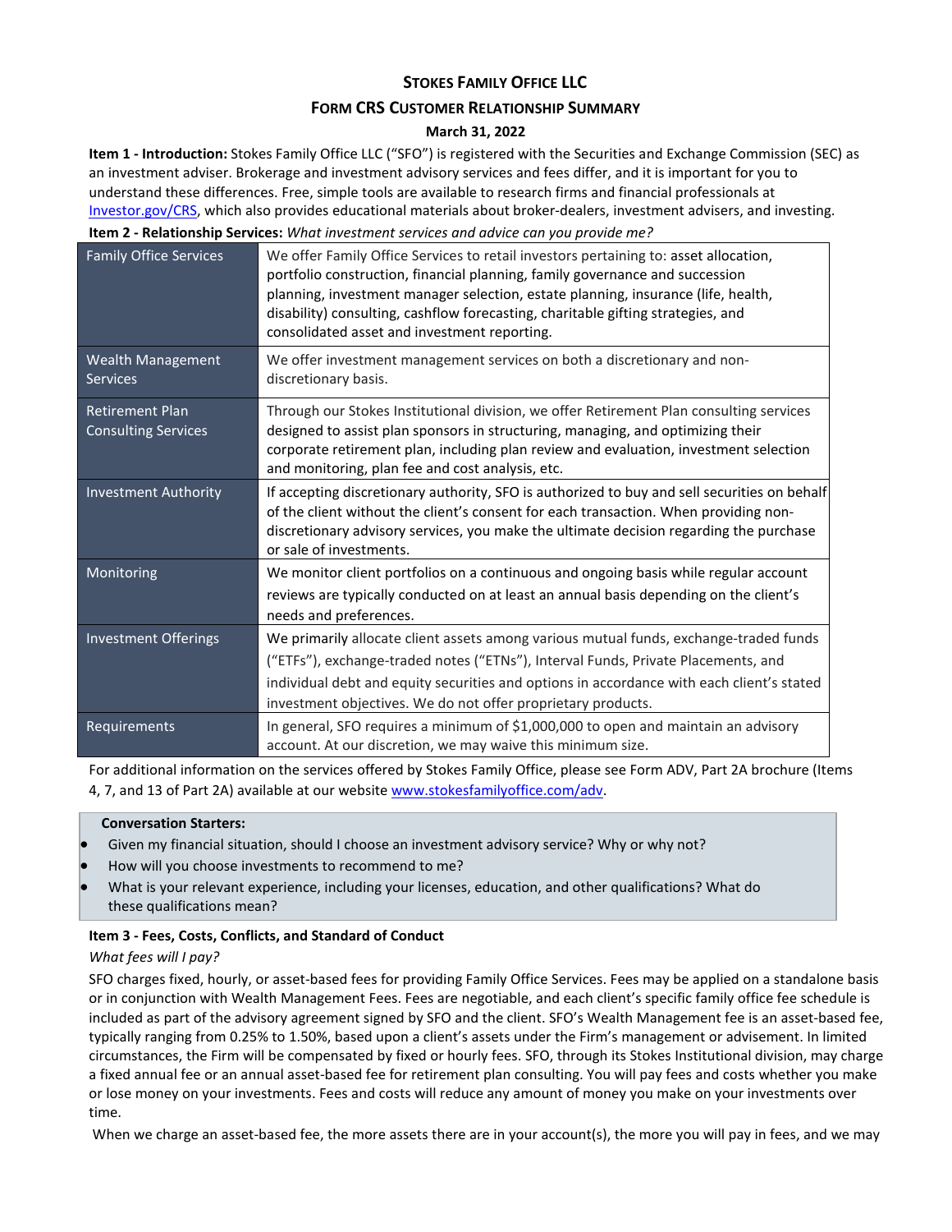# STOKES FAMILY OFFICE LLC

## FORM CRS CUSTOMER RELATIONSHIP SUMMARY

**March 31, 2022**

**Item 1 - Introduction:** Stokes Family Office LLC ("SFO") is registered with the Securities and Exchange Commission (SEC) as an investment adviser. Brokerage and investment advisory services and fees differ, and it is important for you to understand these differences. Free, simple tools are available to research firms and financial professionals at [Investor.gov/CRS](Investor.gov/CRS), which also provides educational materials about broker-dealers, investment advisers, and investing.

**Item 2 - Relationship Services:** *What investment services and advice can you provide me?*

| | |
|---|---|
| Family Office Services | We offer Family Office Services to retail investors pertaining to: asset allocation, portfolio construction, financial planning, family governance and succession planning, investment manager selection, estate planning, insurance (life, health, disability) consulting, cashflow forecasting, charitable gifting strategies, and consolidated asset and investment reporting. |
| Wealth Management Services | We offer investment management services on both a discretionary and non-discretionary basis. |
| Retirement Plan Consulting Services | Through our Stokes Institutional division, we offer Retirement Plan consulting services designed to assist plan sponsors in structuring, managing, and optimizing their corporate retirement plan, including plan review and evaluation, investment selection and monitoring, plan fee and cost analysis, etc. |
| Investment Authority | If accepting discretionary authority, SFO is authorized to buy and sell securities on behalf of the client without the client's consent for each transaction. When providing non-discretionary advisory services, you make the ultimate decision regarding the purchase or sale of investments. |
| Monitoring | We monitor client portfolios on a continuous and ongoing basis while regular account reviews are typically conducted on at least an annual basis depending on the client's needs and preferences. |
| Investment Offerings | We primarily allocate client assets among various mutual funds, exchange-traded funds ("ETFs"), exchange-traded notes ("ETNs"), Interval Funds, Private Placements, and individual debt and equity securities and options in accordance with each client's stated investment objectives. We do not offer proprietary products. |
| Requirements | In general, SFO requires a minimum of $1,000,000 to open and maintain an advisory account. At our discretion, we may waive this minimum size. |

For additional information on the services offered by Stokes Family Office, please see Form ADV, Part 2A brochure (Items 4, 7, and 13 of Part 2A) available at our website [www.stokesfamilyoffice.com/adv](www.stokesfamilyoffice.com/adv).

**Conversation Starters:**

- Given my financial situation, should I choose an investment advisory service? Why or why not?
- How will you choose investments to recommend to me?
- What is your relevant experience, including your licenses, education, and other qualifications? What do these qualifications mean?

**Item 3 - Fees, Costs, Conflicts, and Standard of Conduct**

*What fees will I pay?*

SFO charges fixed, hourly, or asset-based fees for providing Family Office Services. Fees may be applied on a standalone basis or in conjunction with Wealth Management Fees. Fees are negotiable, and each client's specific family office fee schedule is included as part of the advisory agreement signed by SFO and the client. SFO's Wealth Management fee is an asset-based fee, typically ranging from 0.25% to 1.50%, based upon a client's assets under the Firm's management or advisement. In limited circumstances, the Firm will be compensated by fixed or hourly fees. SFO, through its Stokes Institutional division, may charge a fixed annual fee or an annual asset-based fee for retirement plan consulting. You will pay fees and costs whether you make or lose money on your investments. Fees and costs will reduce any amount of money you make on your investments over time.

When we charge an asset-based fee, the more assets there are in your account(s), the more you will pay in fees, and we may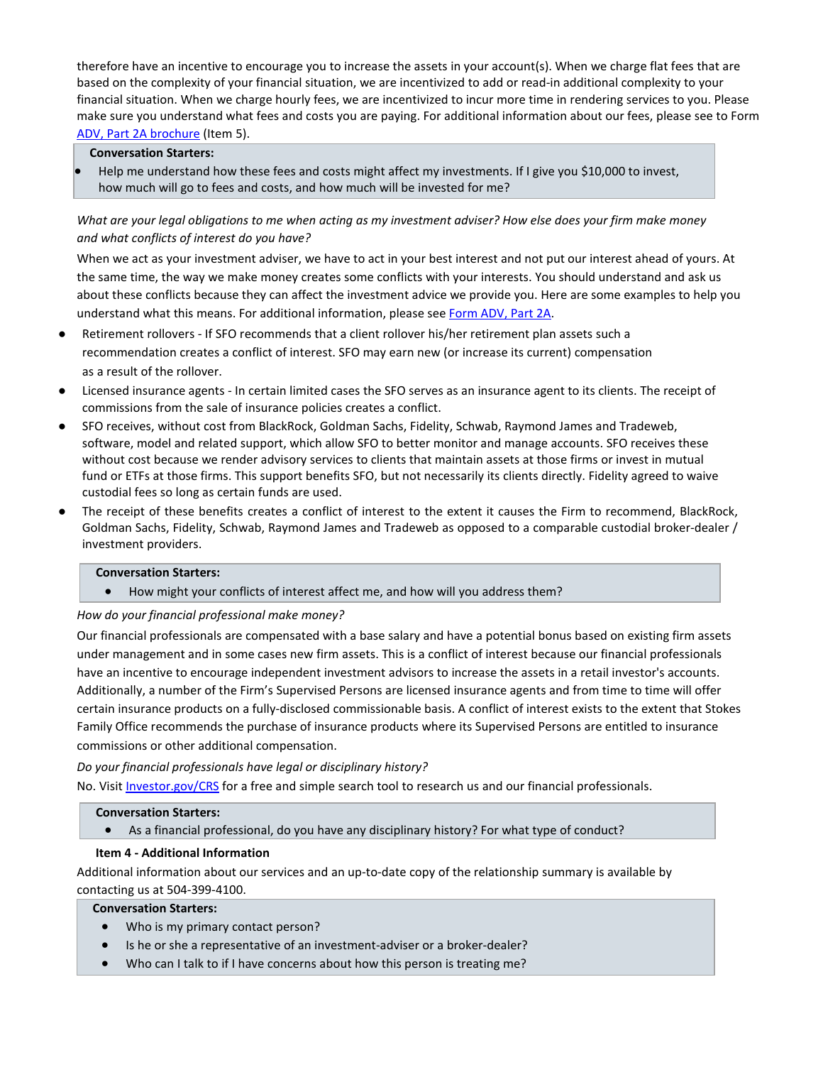therefore have an incentive to encourage you to increase the assets in your account(s). When we charge flat fees that are based on the complexity of your financial situation, we are incentivized to add or read-in additional complexity to your financial situation. When we charge hourly fees, we are incentivized to incur more time in rendering services to you. Please make sure you understand what fees and costs you are paying. For additional information about our fees, please see to Form [ADV, Part 2A brochure](#) (Item 5).

**Conversation Starters:**

- Help me understand how these fees and costs might affect my investments. If I give you $10,000 to invest, how much will go to fees and costs, and how much will be invested for me?

*What are your legal obligations to me when acting as my investment adviser? How else does your firm make money and what conflicts of interest do you have?*

When we act as your investment adviser, we have to act in your best interest and not put our interest ahead of yours. At the same time, the way we make money creates some conflicts with your interests. You should understand and ask us about these conflicts because they can affect the investment advice we provide you. Here are some examples to help you understand what this means. For additional information, please see [Form ADV, Part 2A](#).

- Retirement rollovers - If SFO recommends that a client rollover his/her retirement plan assets such a recommendation creates a conflict of interest. SFO may earn new (or increase its current) compensation as a result of the rollover.
- Licensed insurance agents - In certain limited cases the SFO serves as an insurance agent to its clients. The receipt of commissions from the sale of insurance policies creates a conflict.
- SFO receives, without cost from BlackRock, Goldman Sachs, Fidelity, Schwab, Raymond James and Tradeweb, software, model and related support, which allow SFO to better monitor and manage accounts. SFO receives these without cost because we render advisory services to clients that maintain assets at those firms or invest in mutual fund or ETFs at those firms. This support benefits SFO, but not necessarily its clients directly. Fidelity agreed to waive custodial fees so long as certain funds are used.
- The receipt of these benefits creates a conflict of interest to the extent it causes the Firm to recommend, BlackRock, Goldman Sachs, Fidelity, Schwab, Raymond James and Tradeweb as opposed to a comparable custodial broker-dealer / investment providers.

**Conversation Starters:**

- How might your conflicts of interest affect me, and how will you address them?

*How do your financial professional make money?*

Our financial professionals are compensated with a base salary and have a potential bonus based on existing firm assets under management and in some cases new firm assets. This is a conflict of interest because our financial professionals have an incentive to encourage independent investment advisors to increase the assets in a retail investor's accounts. Additionally, a number of the Firm's Supervised Persons are licensed insurance agents and from time to time will offer certain insurance products on a fully-disclosed commissionable basis. A conflict of interest exists to the extent that Stokes Family Office recommends the purchase of insurance products where its Supervised Persons are entitled to insurance commissions or other additional compensation.

*Do your financial professionals have legal or disciplinary history?*

No. Visit [Investor.gov/CRS](#) for a free and simple search tool to research us and our financial professionals.

**Conversation Starters:**

- As a financial professional, do you have any disciplinary history? For what type of conduct?

**Item 4 - Additional Information**

Additional information about our services and an up-to-date copy of the relationship summary is available by contacting us at 504-399-4100.

**Conversation Starters:**

- Who is my primary contact person?
- Is he or she a representative of an investment-adviser or a broker-dealer?
- Who can I talk to if I have concerns about how this person is treating me?